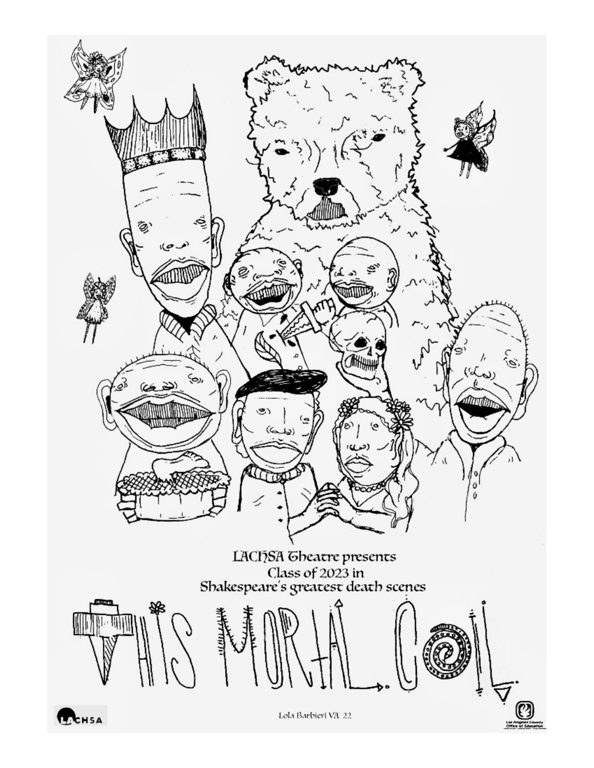LACHSA Theatre presents
Class of 2023 in
Shakespeare's greatest death scenes

# THIS MORTAL COIL

LACHSA

Lola Barbieri VA '22

Los Angeles County Office of Education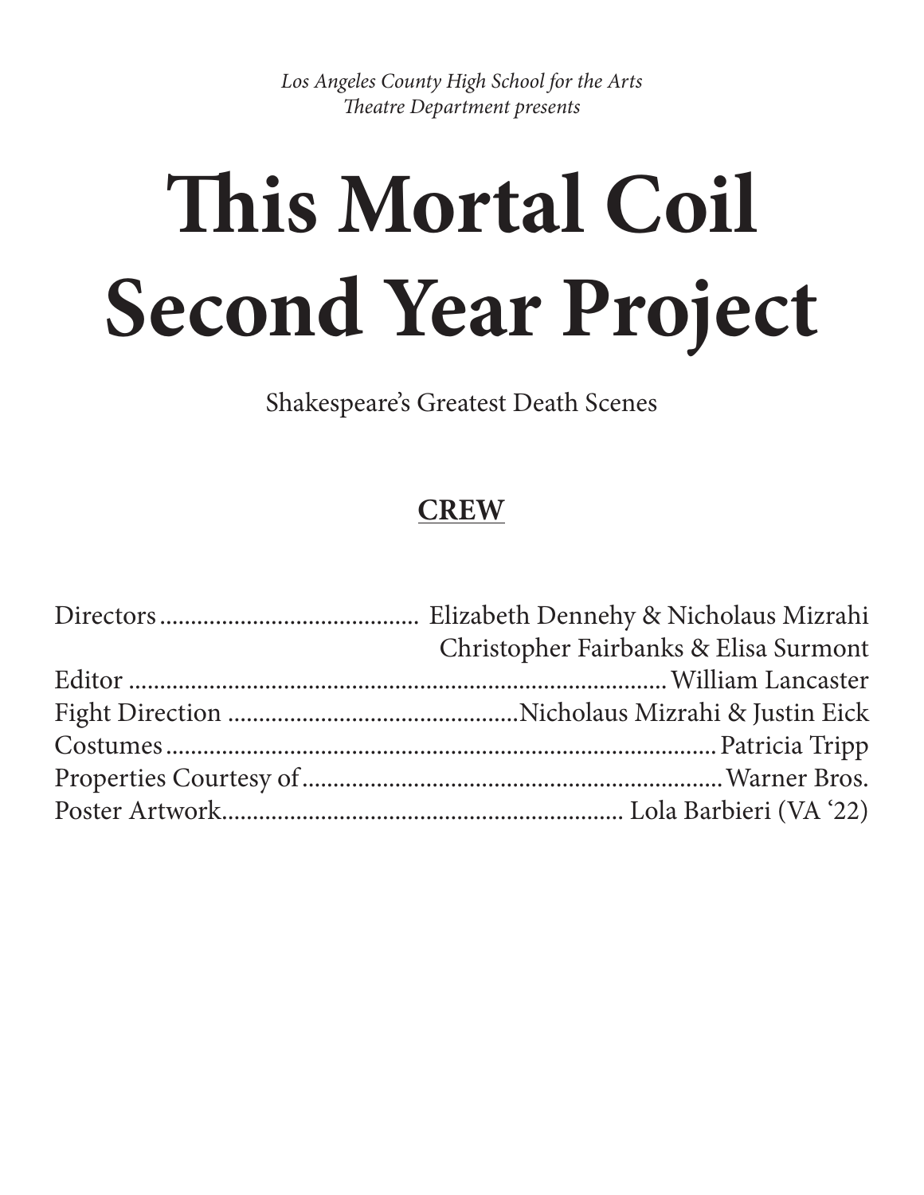*Los Angeles County High School for the Arts*
*Theatre Department presents*

# This Mortal Coil Second Year Project

Shakespeare's Greatest Death Scenes

## CREW

| Role | Name |
|---|---|
| Directors | Elizabeth Dennehy & Nicholaus Mizrahi |
| | Christopher Fairbanks & Elisa Surmont |
| Editor | William Lancaster |
| Fight Direction | Nicholaus Mizrahi & Justin Eick |
| Costumes | Patricia Tripp |
| Properties Courtesy of | Warner Bros. |
| Poster Artwork | Lola Barbieri (VA '22) |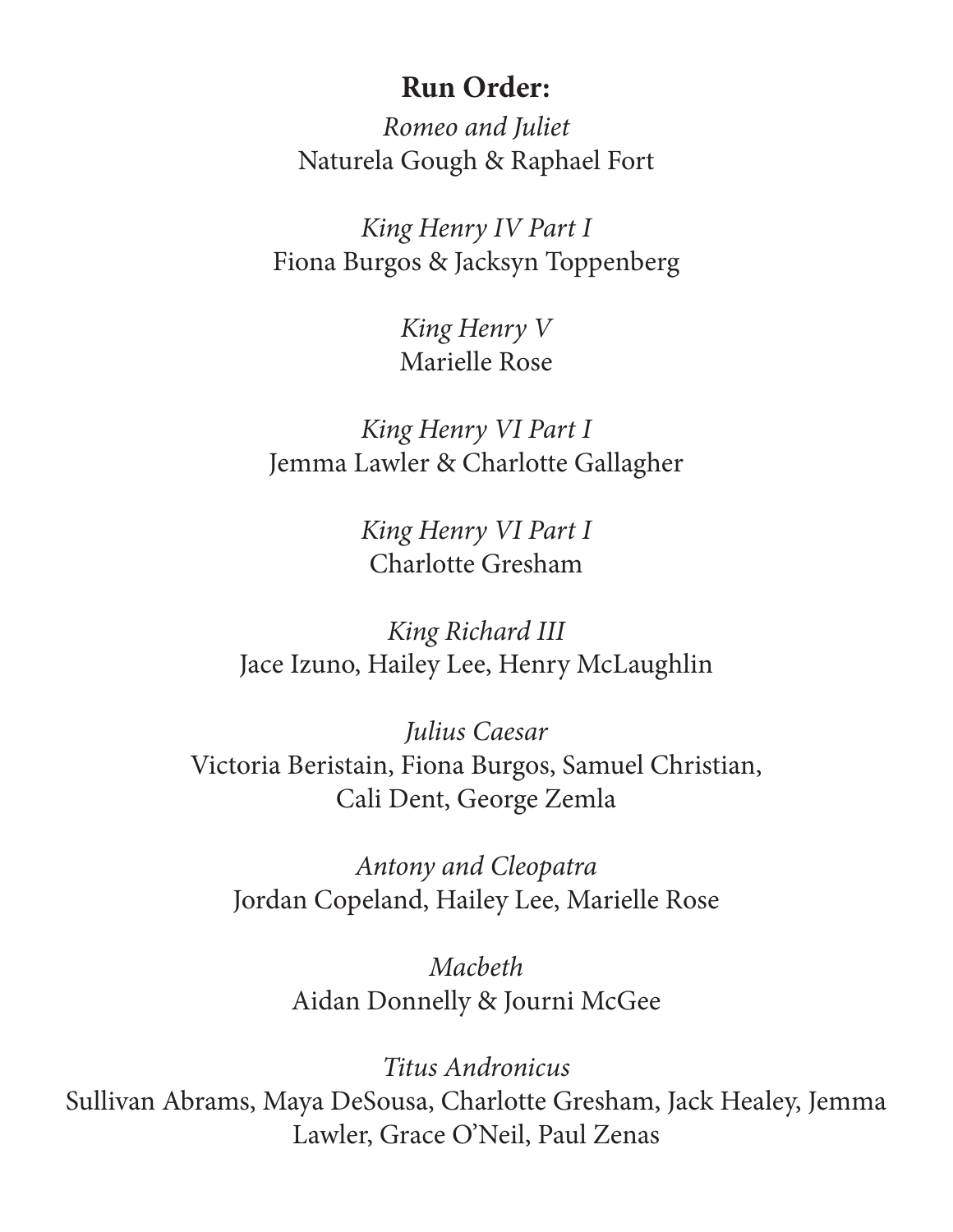**Run Order:**

*Romeo and Juliet*
Naturela Gough & Raphael Fort

*King Henry IV Part I*
Fiona Burgos & Jacksyn Toppenberg

*King Henry V*
Marielle Rose

*King Henry VI Part I*
Jemma Lawler & Charlotte Gallagher

*King Henry VI Part I*
Charlotte Gresham

*King Richard III*
Jace Izuno, Hailey Lee, Henry McLaughlin

*Julius Caesar*
Victoria Beristain, Fiona Burgos, Samuel Christian, Cali Dent, George Zemla

*Antony and Cleopatra*
Jordan Copeland, Hailey Lee, Marielle Rose

*Macbeth*
Aidan Donnelly & Journi McGee

*Titus Andronicus*
Sullivan Abrams, Maya DeSousa, Charlotte Gresham, Jack Healey, Jemma Lawler, Grace O'Neil, Paul Zenas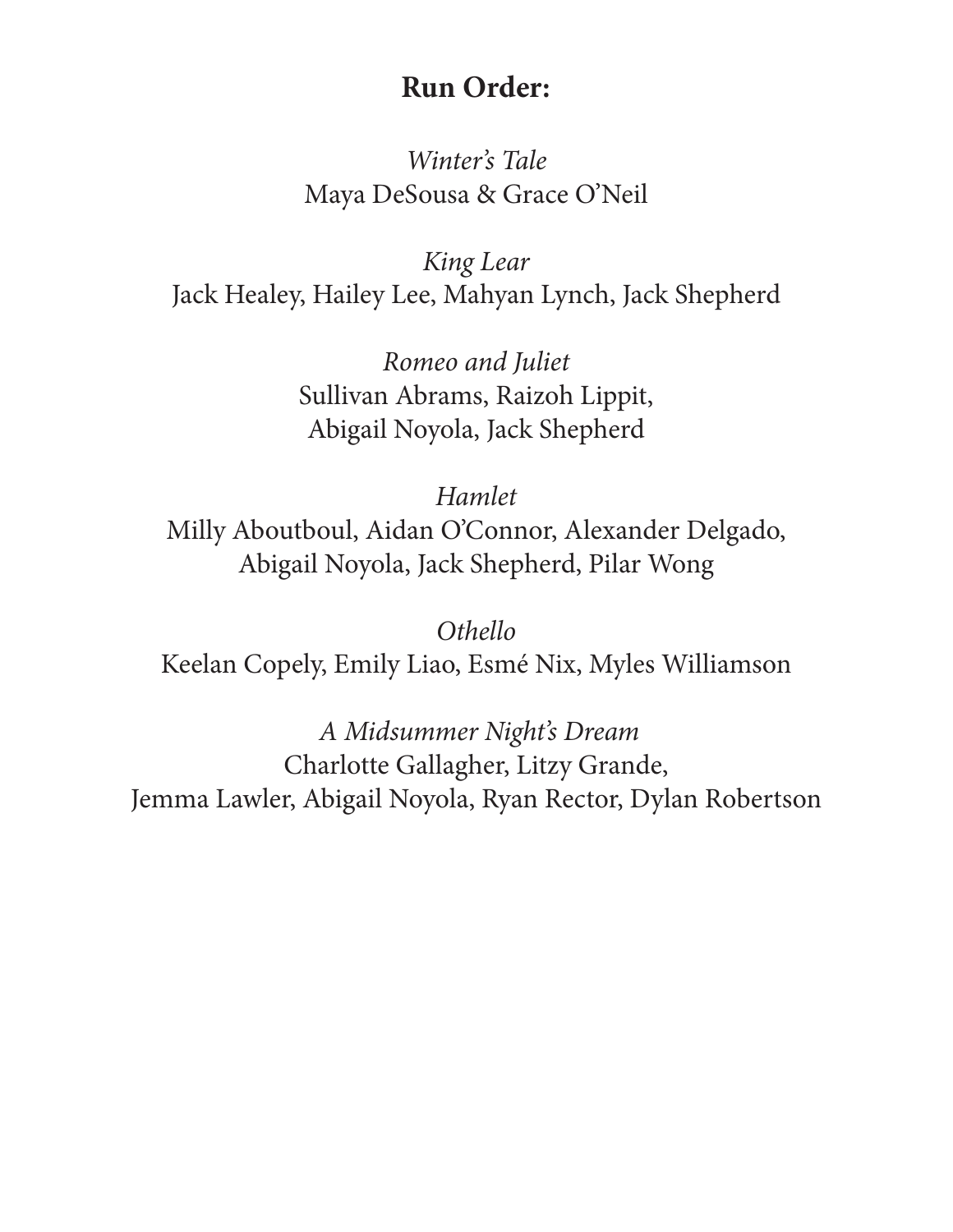**Run Order:**

*Winter's Tale*
Maya DeSousa & Grace O'Neil

*King Lear*
Jack Healey, Hailey Lee, Mahyan Lynch, Jack Shepherd

*Romeo and Juliet*
Sullivan Abrams, Raizoh Lippit,
Abigail Noyola, Jack Shepherd

*Hamlet*
Milly Aboutboul, Aidan O'Connor, Alexander Delgado,
Abigail Noyola, Jack Shepherd, Pilar Wong

*Othello*
Keelan Copely, Emily Liao, Esmé Nix, Myles Williamson

*A Midsummer Night's Dream*
Charlotte Gallagher, Litzy Grande,
Jemma Lawler, Abigail Noyola, Ryan Rector, Dylan Robertson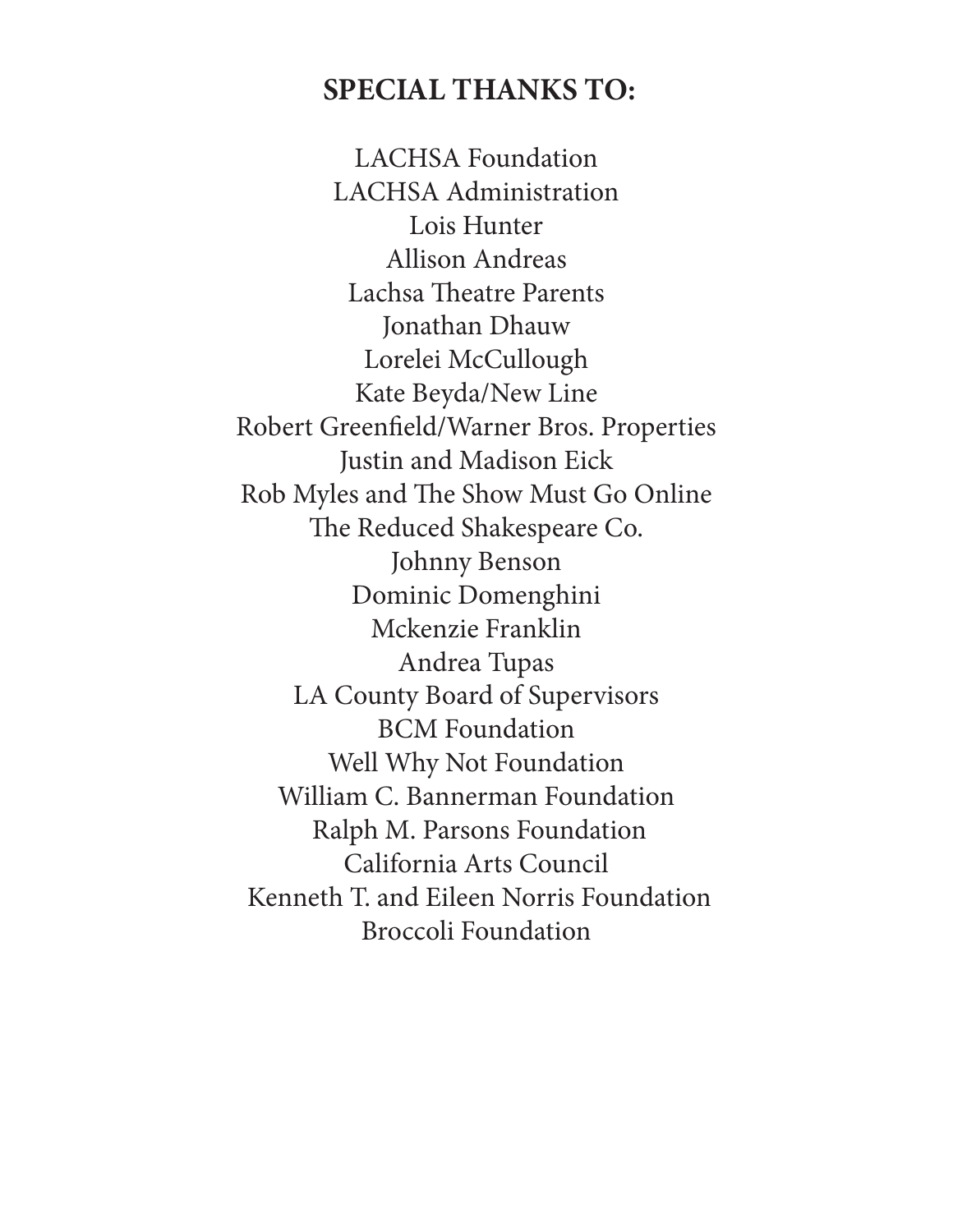## SPECIAL THANKS TO:

LACHSA Foundation
LACHSA Administration
Lois Hunter
Allison Andreas
Lachsa Theatre Parents
Jonathan Dhauw
Lorelei McCullough
Kate Beyda/New Line
Robert Greenfield/Warner Bros. Properties
Justin and Madison Eick
Rob Myles and The Show Must Go Online
The Reduced Shakespeare Co.
Johnny Benson
Dominic Domenghini
Mckenzie Franklin
Andrea Tupas
LA County Board of Supervisors
BCM Foundation
Well Why Not Foundation
William C. Bannerman Foundation
Ralph M. Parsons Foundation
California Arts Council
Kenneth T. and Eileen Norris Foundation
Broccoli Foundation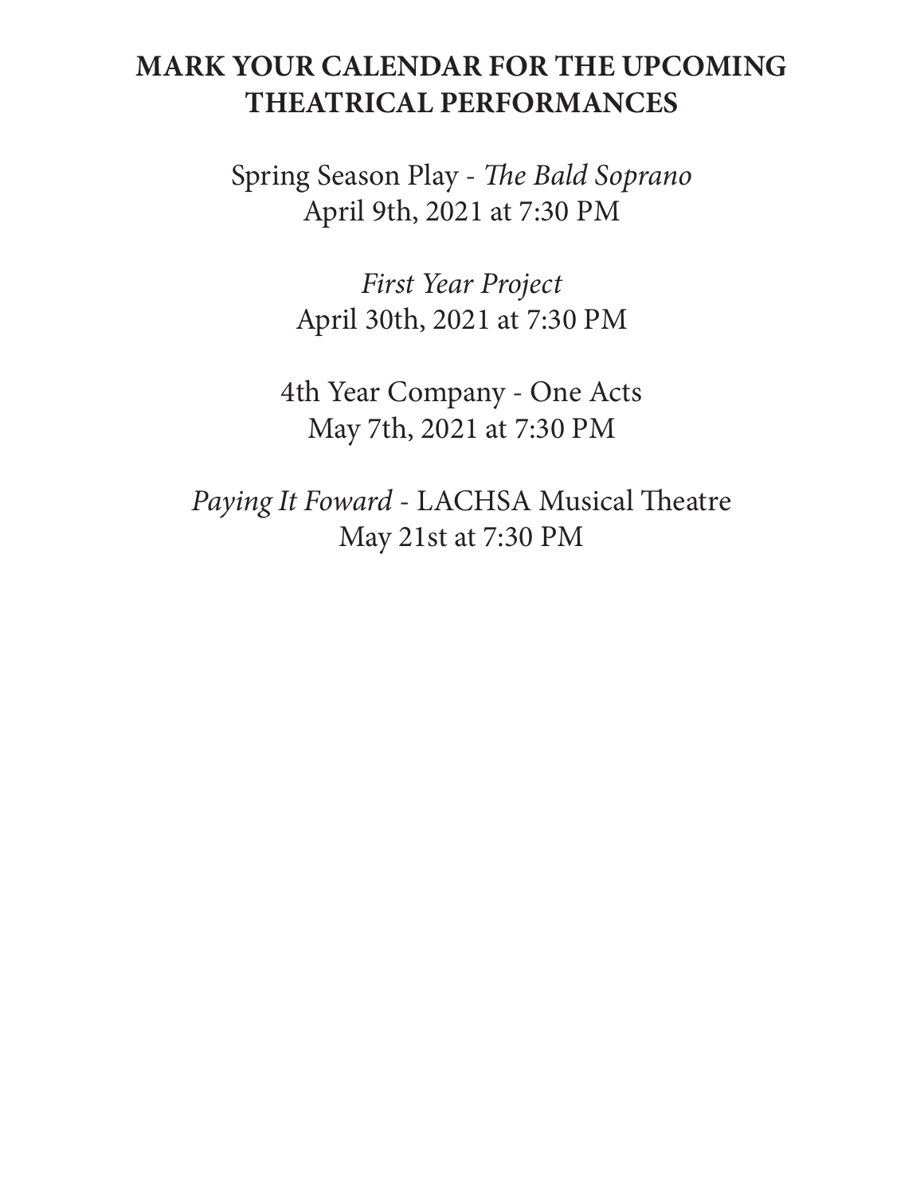**MARK YOUR CALENDAR FOR THE UPCOMING THEATRICAL PERFORMANCES**

Spring Season Play - *The Bald Soprano*
April 9th, 2021 at 7:30 PM

*First Year Project*
April 30th, 2021 at 7:30 PM

4th Year Company - One Acts
May 7th, 2021 at 7:30 PM

*Paying It Foward* - LACHSA Musical Theatre
May 21st at 7:30 PM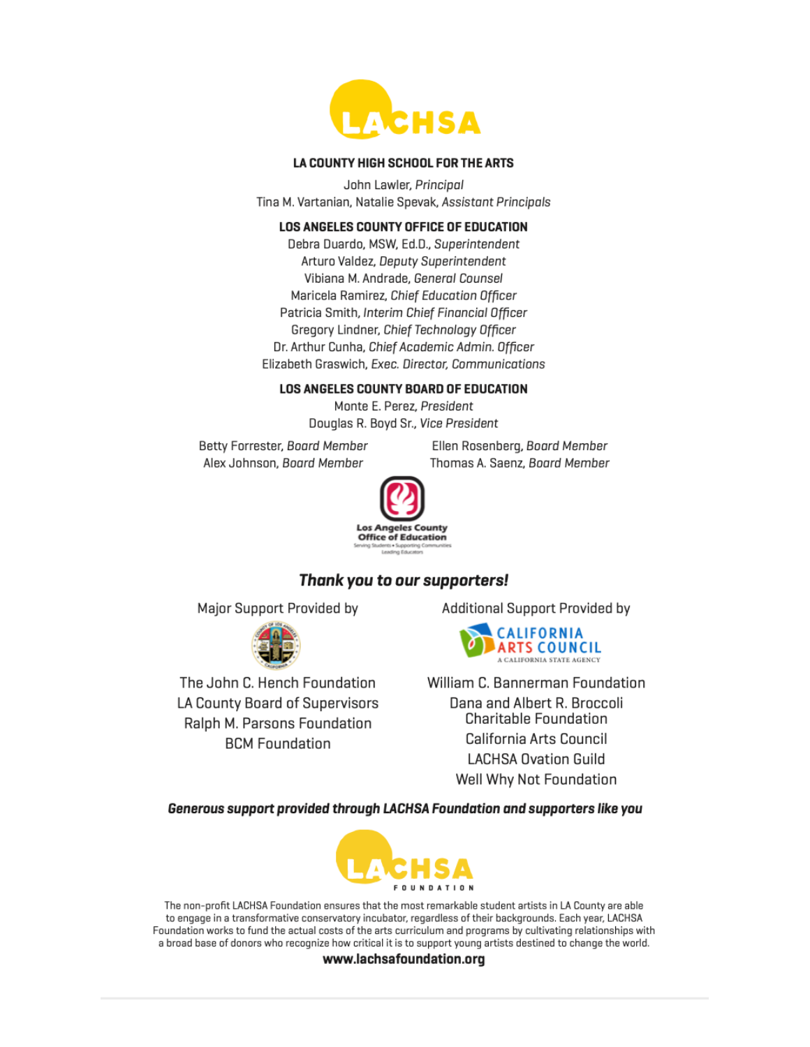# LACHSA

## LA COUNTY HIGH SCHOOL FOR THE ARTS

John Lawler, *Principal*
Tina M. Vartanian, Natalie Spevak, *Assistant Principals*

## LOS ANGELES COUNTY OFFICE OF EDUCATION

Debra Duardo, MSW, Ed.D., *Superintendent*
Arturo Valdez, *Deputy Superintendent*
Vibiana M. Andrade, *General Counsel*
Maricela Ramirez, *Chief Education Officer*
Patricia Smith, *Interim Chief Financial Officer*
Gregory Lindner, *Chief Technology Officer*
Dr. Arthur Cunha, *Chief Academic Admin. Officer*
Elizabeth Graswich, *Exec. Director, Communications*

## LOS ANGELES COUNTY BOARD OF EDUCATION

Monte E. Perez, *President*
Douglas R. Boyd Sr., *Vice President*

Betty Forrester, *Board Member*
Alex Johnson, *Board Member*
Ellen Rosenberg, *Board Member*
Thomas A. Saenz, *Board Member*

Los Angeles County Office of Education
Serving Students • Supporting Communities • Leading Educators

## *Thank you to our supporters!*

Major Support Provided by

The John C. Hench Foundation
LA County Board of Supervisors
Ralph M. Parsons Foundation
BCM Foundation

Additional Support Provided by

CALIFORNIA ARTS COUNCIL
A CALIFORNIA STATE AGENCY

William C. Bannerman Foundation
Dana and Albert R. Broccoli Charitable Foundation
California Arts Council
LACHSA Ovation Guild
Well Why Not Foundation

***Generous support provided through LACHSA Foundation and supporters like you***

LACHSA FOUNDATION

The non-profit LACHSA Foundation ensures that the most remarkable student artists in LA County are able to engage in a transformative conservatory incubator, regardless of their backgrounds. Each year, LACHSA Foundation works to fund the actual costs of the arts curriculum and programs by cultivating relationships with a broad base of donors who recognize how critical it is to support young artists destined to change the world.

**www.lachsafoundation.org**